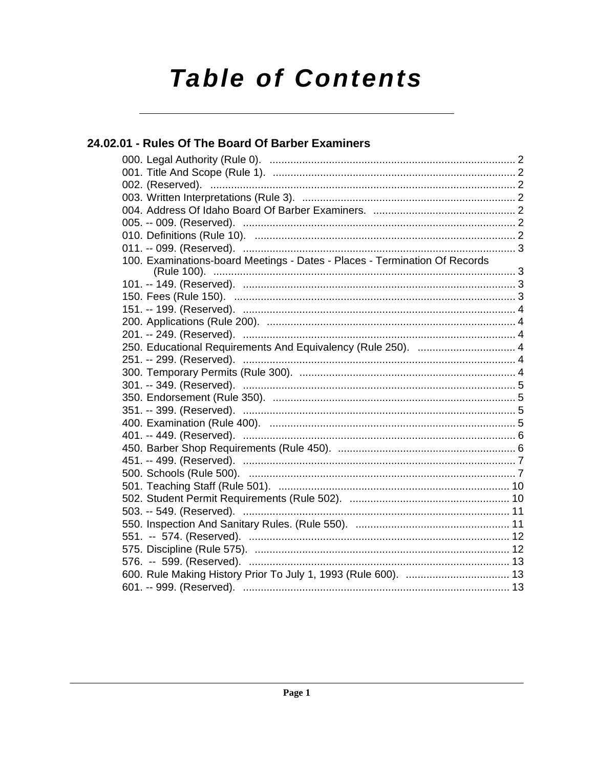# Table of Contents

## 24.02.01 - Rules Of The Board Of Barber Examiners

000. Legal Authority (Rule 0). .................................................................................. 2
001. Title And Scope (Rule 1). ................................................................................. 2
002. (Reserved). ...................................................................................................... 2
003. Written Interpretations (Rule 3). ....................................................................... 2
004. Address Of Idaho Board Of Barber Examiners. ................................................ 2
005. -- 009. (Reserved). ........................................................................................... 2
010. Definitions (Rule 10). ....................................................................................... 2
011. -- 099. (Reserved). ........................................................................................... 3
100. Examinations-board Meetings - Dates - Places - Termination Of Records (Rule 100). ..................................................................................................... 3
101. -- 149. (Reserved). ........................................................................................... 3
150. Fees (Rule 150). .............................................................................................. 3
151. -- 199. (Reserved). ........................................................................................... 4
200. Applications (Rule 200). ................................................................................... 4
201. -- 249. (Reserved). ........................................................................................... 4
250. Educational Requirements And Equivalency (Rule 250). ................................. 4
251. -- 299. (Reserved). ........................................................................................... 4
300. Temporary Permits (Rule 300). ........................................................................ 4
301. -- 349. (Reserved). ........................................................................................... 5
350. Endorsement (Rule 350). ................................................................................. 5
351. -- 399. (Reserved). ........................................................................................... 5
400. Examination (Rule 400). .................................................................................. 5
401. -- 449. (Reserved). ........................................................................................... 6
450. Barber Shop Requirements (Rule 450). ............................................................ 6
451. -- 499. (Reserved). ........................................................................................... 7
500. Schools (Rule 500). ......................................................................................... 7
501. Teaching Staff (Rule 501). ............................................................................. 10
502. Student Permit Requirements (Rule 502). ...................................................... 10
503. -- 549. (Reserved). ......................................................................................... 11
550. Inspection And Sanitary Rules. (Rule 550). .................................................... 11
551. -- 574. (Reserved). ......................................................................................... 12
575. Discipline (Rule 575). ..................................................................................... 12
576. -- 599. (Reserved). ......................................................................................... 13
600. Rule Making History Prior To July 1, 1993 (Rule 600). .................................. 13
601. -- 999. (Reserved). ......................................................................................... 13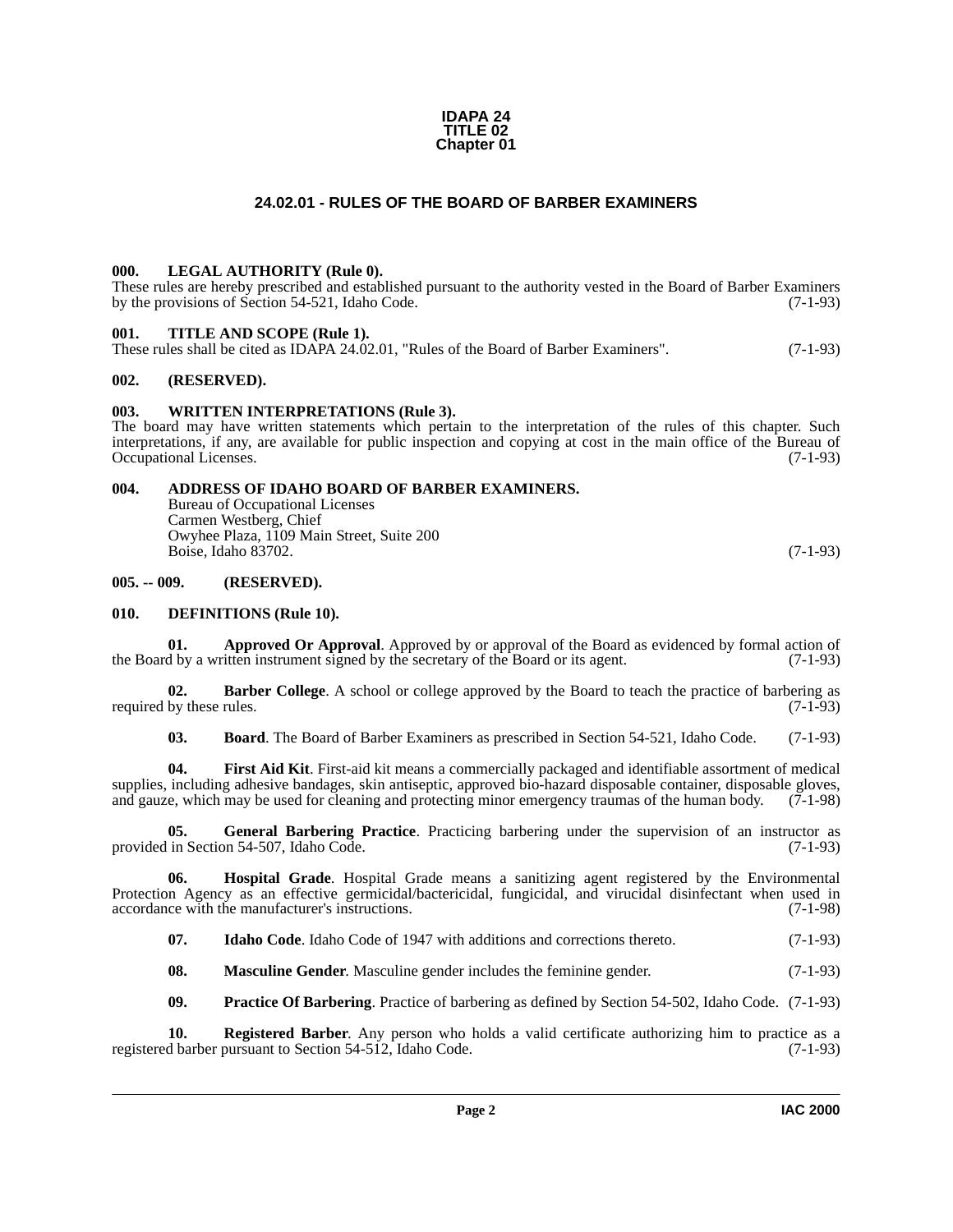# IDAPA 24
# TITLE 02
# Chapter 01

## 24.02.01 - RULES OF THE BOARD OF BARBER EXAMINERS

### 000. LEGAL AUTHORITY (Rule 0).

These rules are hereby prescribed and established pursuant to the authority vested in the Board of Barber Examiners by the provisions of Section 54-521, Idaho Code. (7-1-93)

### 001. TITLE AND SCOPE (Rule 1).

These rules shall be cited as IDAPA 24.02.01, "Rules of the Board of Barber Examiners". (7-1-93)

### 002. (RESERVED).

### 003. WRITTEN INTERPRETATIONS (Rule 3).

The board may have written statements which pertain to the interpretation of the rules of this chapter. Such interpretations, if any, are available for public inspection and copying at cost in the main office of the Bureau of Occupational Licenses. (7-1-93)

### 004. ADDRESS OF IDAHO BOARD OF BARBER EXAMINERS.

Bureau of Occupational Licenses
Carmen Westberg, Chief
Owyhee Plaza, 1109 Main Street, Suite 200
Boise, Idaho 83702. (7-1-93)

### 005. -- 009. (RESERVED).

### 010. DEFINITIONS (Rule 10).

**01. Approved Or Approval**. Approved by or approval of the Board as evidenced by formal action of the Board by a written instrument signed by the secretary of the Board or its agent. (7-1-93)

**02. Barber College**. A school or college approved by the Board to teach the practice of barbering as required by these rules. (7-1-93)

**03. Board**. The Board of Barber Examiners as prescribed in Section 54-521, Idaho Code. (7-1-93)

**04. First Aid Kit**. First-aid kit means a commercially packaged and identifiable assortment of medical supplies, including adhesive bandages, skin antiseptic, approved bio-hazard disposable container, disposable gloves, and gauze, which may be used for cleaning and protecting minor emergency traumas of the human body. (7-1-98)

**05. General Barbering Practice**. Practicing barbering under the supervision of an instructor as provided in Section 54-507, Idaho Code. (7-1-93)

**06. Hospital Grade**. Hospital Grade means a sanitizing agent registered by the Environmental Protection Agency as an effective germicidal/bactericidal, fungicidal, and virucidal disinfectant when used in accordance with the manufacturer's instructions. (7-1-98)

**07. Idaho Code**. Idaho Code of 1947 with additions and corrections thereto. (7-1-93)

**08. Masculine Gender**. Masculine gender includes the feminine gender. (7-1-93)

**09. Practice Of Barbering**. Practice of barbering as defined by Section 54-502, Idaho Code. (7-1-93)

**10. Registered Barber**. Any person who holds a valid certificate authorizing him to practice as a registered barber pursuant to Section 54-512, Idaho Code. (7-1-93)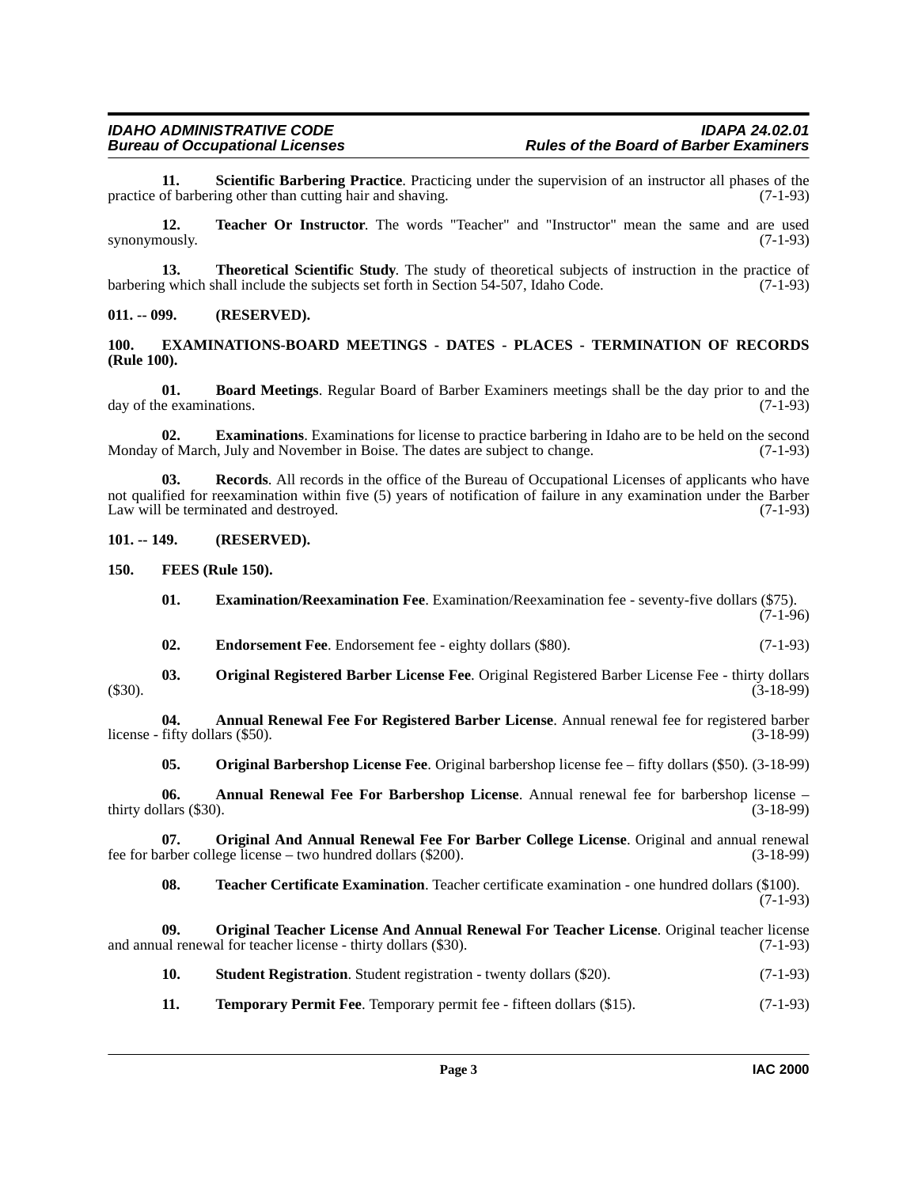**11. Scientific Barbering Practice**. Practicing under the supervision of an instructor all phases of the practice of barbering other than cutting hair and shaving. (7-1-93)

**12. Teacher Or Instructor**. The words "Teacher" and "Instructor" mean the same and are used synonymously. (7-1-93)

**13. Theoretical Scientific Study**. The study of theoretical subjects of instruction in the practice of barbering which shall include the subjects set forth in Section 54-507, Idaho Code. (7-1-93)

## 011. -- 099. (RESERVED).

## 100. EXAMINATIONS-BOARD MEETINGS - DATES - PLACES - TERMINATION OF RECORDS (Rule 100).

**01. Board Meetings**. Regular Board of Barber Examiners meetings shall be the day prior to and the day of the examinations. (7-1-93)

**02. Examinations**. Examinations for license to practice barbering in Idaho are to be held on the second Monday of March, July and November in Boise. The dates are subject to change. (7-1-93)

**03. Records**. All records in the office of the Bureau of Occupational Licenses of applicants who have not qualified for reexamination within five (5) years of notification of failure in any examination under the Barber Law will be terminated and destroyed. (7-1-93)

## 101. -- 149. (RESERVED).

## 150. FEES (Rule 150).

**01. Examination/Reexamination Fee**. Examination/Reexamination fee - seventy-five dollars ($75). (7-1-96)

**02. Endorsement Fee**. Endorsement fee - eighty dollars ($80). (7-1-93)

**03. Original Registered Barber License Fee**. Original Registered Barber License Fee - thirty dollars ($30). (3-18-99)

**04. Annual Renewal Fee For Registered Barber License**. Annual renewal fee for registered barber license - fifty dollars ($50). (3-18-99)

**05. Original Barbershop License Fee**. Original barbershop license fee – fifty dollars ($50). (3-18-99)

**06. Annual Renewal Fee For Barbershop License**. Annual renewal fee for barbershop license – thirty dollars ($30). (3-18-99)

**07. Original And Annual Renewal Fee For Barber College License**. Original and annual renewal fee for barber college license – two hundred dollars ($200). (3-18-99)

**08. Teacher Certificate Examination**. Teacher certificate examination - one hundred dollars ($100). (7-1-93)

**09. Original Teacher License And Annual Renewal For Teacher License**. Original teacher license and annual renewal for teacher license - thirty dollars ($30). (7-1-93)

**10. Student Registration**. Student registration - twenty dollars ($20). (7-1-93)

**11. Temporary Permit Fee**. Temporary permit fee - fifteen dollars ($15). (7-1-93)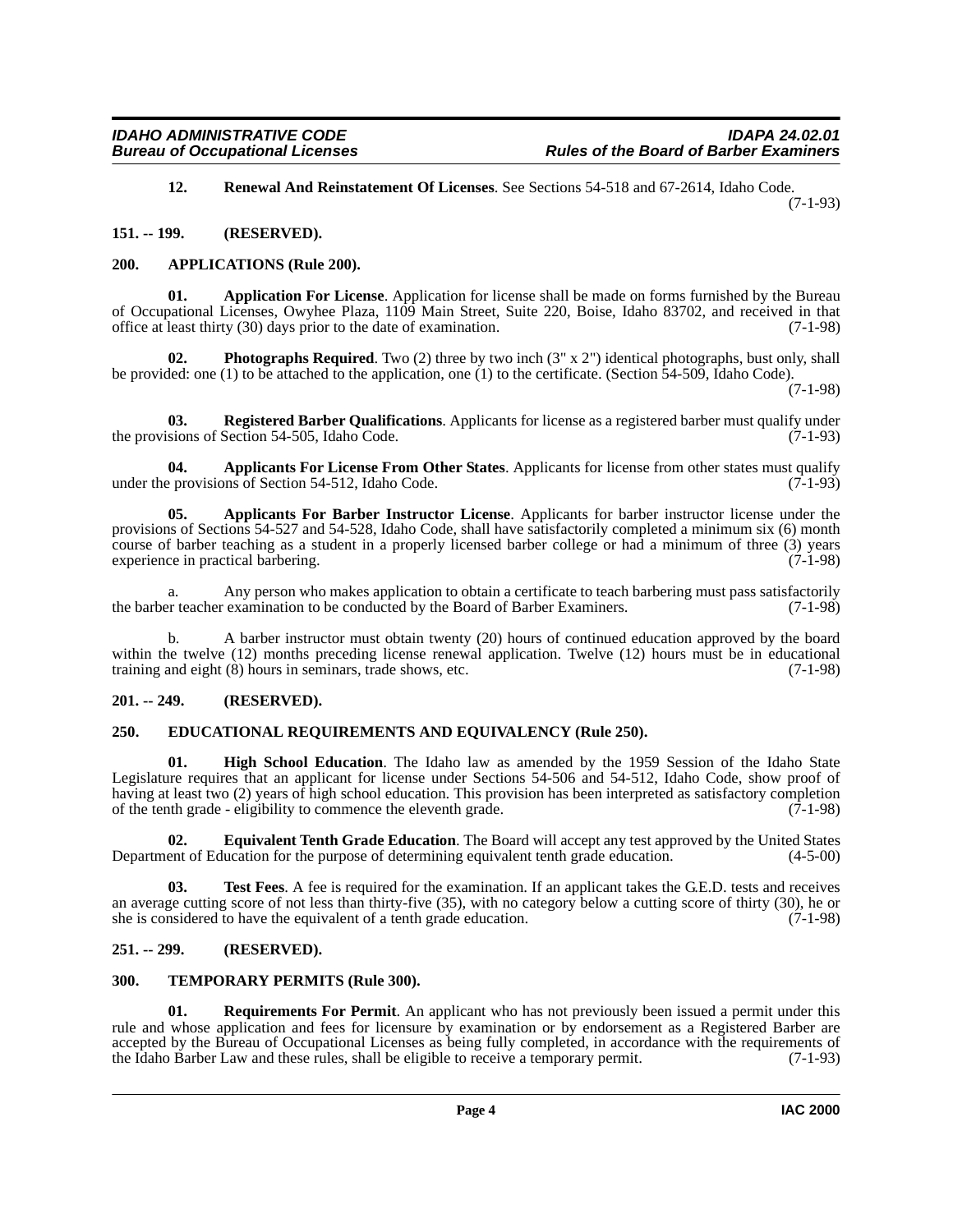**12. Renewal And Reinstatement Of Licenses**. See Sections 54-518 and 67-2614, Idaho Code. (7-1-93)

## 151. -- 199. (RESERVED).

## 200. APPLICATIONS (Rule 200).

**01. Application For License**. Application for license shall be made on forms furnished by the Bureau of Occupational Licenses, Owyhee Plaza, 1109 Main Street, Suite 220, Boise, Idaho 83702, and received in that office at least thirty (30) days prior to the date of examination. (7-1-98)

**02. Photographs Required**. Two (2) three by two inch (3" x 2") identical photographs, bust only, shall be provided: one (1) to be attached to the application, one (1) to the certificate. (Section 54-509, Idaho Code). (7-1-98)

**03. Registered Barber Qualifications**. Applicants for license as a registered barber must qualify under the provisions of Section 54-505, Idaho Code. (7-1-93)

**04. Applicants For License From Other States**. Applicants for license from other states must qualify under the provisions of Section 54-512, Idaho Code. (7-1-93)

**05. Applicants For Barber Instructor License**. Applicants for barber instructor license under the provisions of Sections 54-527 and 54-528, Idaho Code, shall have satisfactorily completed a minimum six (6) month course of barber teaching as a student in a properly licensed barber college or had a minimum of three (3) years experience in practical barbering. (7-1-98)

a. Any person who makes application to obtain a certificate to teach barbering must pass satisfactorily the barber teacher examination to be conducted by the Board of Barber Examiners. (7-1-98)

b. A barber instructor must obtain twenty (20) hours of continued education approved by the board within the twelve (12) months preceding license renewal application. Twelve (12) hours must be in educational training and eight (8) hours in seminars, trade shows, etc. (7-1-98)

## 201. -- 249. (RESERVED).

## 250. EDUCATIONAL REQUIREMENTS AND EQUIVALENCY (Rule 250).

**01. High School Education**. The Idaho law as amended by the 1959 Session of the Idaho State Legislature requires that an applicant for license under Sections 54-506 and 54-512, Idaho Code, show proof of having at least two (2) years of high school education. This provision has been interpreted as satisfactory completion of the tenth grade - eligibility to commence the eleventh grade. (7-1-98)

**02. Equivalent Tenth Grade Education**. The Board will accept any test approved by the United States Department of Education for the purpose of determining equivalent tenth grade education. (4-5-00)

**03. Test Fees**. A fee is required for the examination. If an applicant takes the G.E.D. tests and receives an average cutting score of not less than thirty-five (35), with no category below a cutting score of thirty (30), he or she is considered to have the equivalent of a tenth grade education. (7-1-98)

## 251. -- 299. (RESERVED).

## 300. TEMPORARY PERMITS (Rule 300).

**01. Requirements For Permit**. An applicant who has not previously been issued a permit under this rule and whose application and fees for licensure by examination or by endorsement as a Registered Barber are accepted by the Bureau of Occupational Licenses as being fully completed, in accordance with the requirements of the Idaho Barber Law and these rules, shall be eligible to receive a temporary permit. (7-1-93)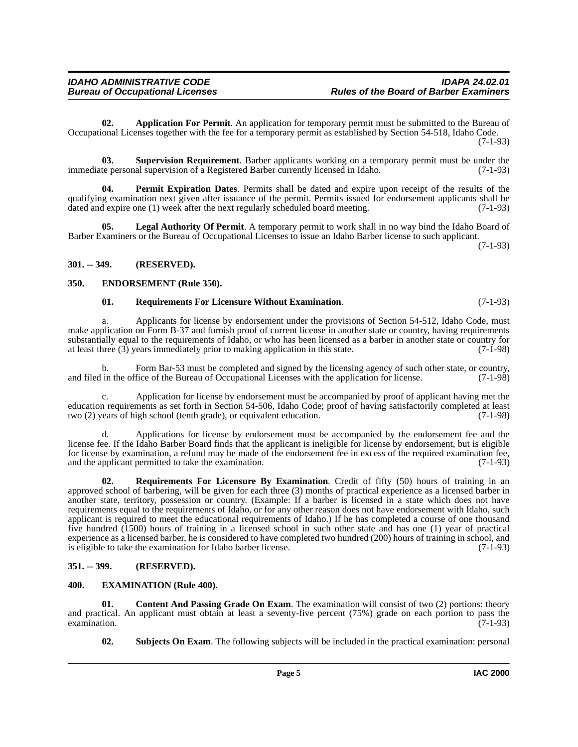**02. Application For Permit**. An application for temporary permit must be submitted to the Bureau of Occupational Licenses together with the fee for a temporary permit as established by Section 54-518, Idaho Code. (7-1-93)

**03. Supervision Requirement**. Barber applicants working on a temporary permit must be under the immediate personal supervision of a Registered Barber currently licensed in Idaho. (7-1-93)

**04. Permit Expiration Dates**. Permits shall be dated and expire upon receipt of the results of the qualifying examination next given after issuance of the permit. Permits issued for endorsement applicants shall be dated and expire one (1) week after the next regularly scheduled board meeting. (7-1-93)

**05. Legal Authority Of Permit**. A temporary permit to work shall in no way bind the Idaho Board of Barber Examiners or the Bureau of Occupational Licenses to issue an Idaho Barber license to such applicant. (7-1-93)

## 301. -- 349. (RESERVED).

## 350. ENDORSEMENT (Rule 350).

**01. Requirements For Licensure Without Examination**. (7-1-93)

a. Applicants for license by endorsement under the provisions of Section 54-512, Idaho Code, must make application on Form B-37 and furnish proof of current license in another state or country, having requirements substantially equal to the requirements of Idaho, or who has been licensed as a barber in another state or country for at least three (3) years immediately prior to making application in this state. (7-1-98)

b. Form Bar-53 must be completed and signed by the licensing agency of such other state, or country, and filed in the office of the Bureau of Occupational Licenses with the application for license. (7-1-98)

c. Application for license by endorsement must be accompanied by proof of applicant having met the education requirements as set forth in Section 54-506, Idaho Code; proof of having satisfactorily completed at least two (2) years of high school (tenth grade), or equivalent education. (7-1-98)

d. Applications for license by endorsement must be accompanied by the endorsement fee and the license fee. If the Idaho Barber Board finds that the applicant is ineligible for license by endorsement, but is eligible for license by examination, a refund may be made of the endorsement fee in excess of the required examination fee, and the applicant permitted to take the examination. (7-1-93)

**02. Requirements For Licensure By Examination**. Credit of fifty (50) hours of training in an approved school of barbering, will be given for each three (3) months of practical experience as a licensed barber in another state, territory, possession or country. (Example: If a barber is licensed in a state which does not have requirements equal to the requirements of Idaho, or for any other reason does not have endorsement with Idaho, such applicant is required to meet the educational requirements of Idaho.) If he has completed a course of one thousand five hundred (1500) hours of training in a licensed school in such other state and has one (1) year of practical experience as a licensed barber, he is considered to have completed two hundred (200) hours of training in school, and is eligible to take the examination for Idaho barber license. (7-1-93)

## 351. -- 399. (RESERVED).

## 400. EXAMINATION (Rule 400).

**01. Content And Passing Grade On Exam**. The examination will consist of two (2) portions: theory and practical. An applicant must obtain at least a seventy-five percent (75%) grade on each portion to pass the examination. (7-1-93)

**02. Subjects On Exam**. The following subjects will be included in the practical examination: personal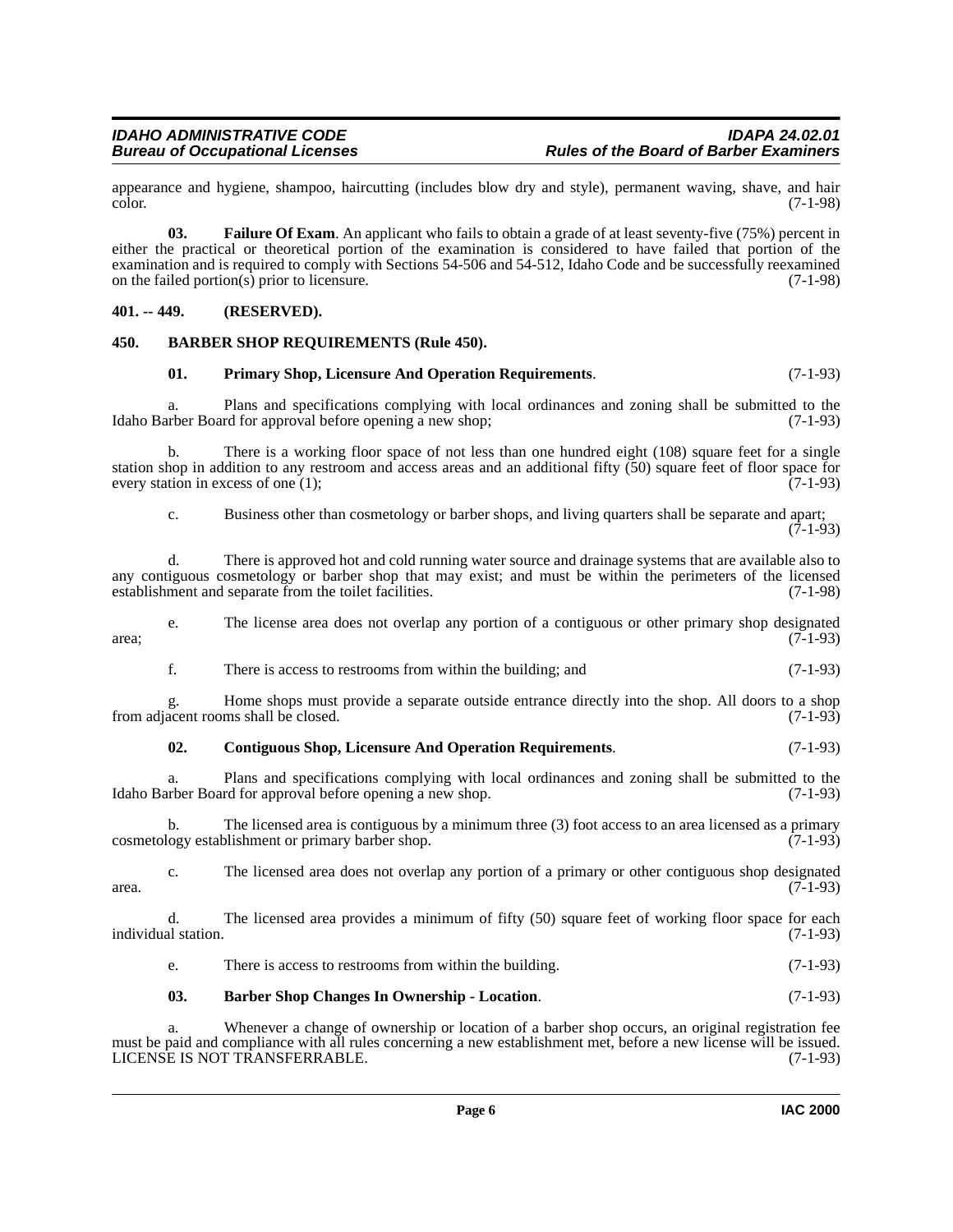appearance and hygiene, shampoo, haircutting (includes blow dry and style), permanent waving, shave, and hair color. (7-1-98)

**03. Failure Of Exam**. An applicant who fails to obtain a grade of at least seventy-five (75%) percent in either the practical or theoretical portion of the examination is considered to have failed that portion of the examination and is required to comply with Sections 54-506 and 54-512, Idaho Code and be successfully reexamined on the failed portion(s) prior to licensure. (7-1-98)

**401. -- 449. (RESERVED).**

**450. BARBER SHOP REQUIREMENTS (Rule 450).**

**01. Primary Shop, Licensure And Operation Requirements**. (7-1-93)

a. Plans and specifications complying with local ordinances and zoning shall be submitted to the Idaho Barber Board for approval before opening a new shop; (7-1-93)

b. There is a working floor space of not less than one hundred eight (108) square feet for a single station shop in addition to any restroom and access areas and an additional fifty (50) square feet of floor space for every station in excess of one (1); (7-1-93)

c. Business other than cosmetology or barber shops, and living quarters shall be separate and apart; (7-1-93)

d. There is approved hot and cold running water source and drainage systems that are available also to any contiguous cosmetology or barber shop that may exist; and must be within the perimeters of the licensed establishment and separate from the toilet facilities. (7-1-98)

e. The license area does not overlap any portion of a contiguous or other primary shop designated area; (7-1-93)

f. There is access to restrooms from within the building; and (7-1-93)

g. Home shops must provide a separate outside entrance directly into the shop. All doors to a shop from adjacent rooms shall be closed. (7-1-93)

**02. Contiguous Shop, Licensure And Operation Requirements**. (7-1-93)

a. Plans and specifications complying with local ordinances and zoning shall be submitted to the Idaho Barber Board for approval before opening a new shop. (7-1-93)

b. The licensed area is contiguous by a minimum three (3) foot access to an area licensed as a primary cosmetology establishment or primary barber shop. (7-1-93)

c. The licensed area does not overlap any portion of a primary or other contiguous shop designated area. (7-1-93)

d. The licensed area provides a minimum of fifty (50) square feet of working floor space for each individual station. (7-1-93)

e. There is access to restrooms from within the building. (7-1-93)

**03. Barber Shop Changes In Ownership - Location**. (7-1-93)

a. Whenever a change of ownership or location of a barber shop occurs, an original registration fee must be paid and compliance with all rules concerning a new establishment met, before a new license will be issued. LICENSE IS NOT TRANSFERRABLE. (7-1-93)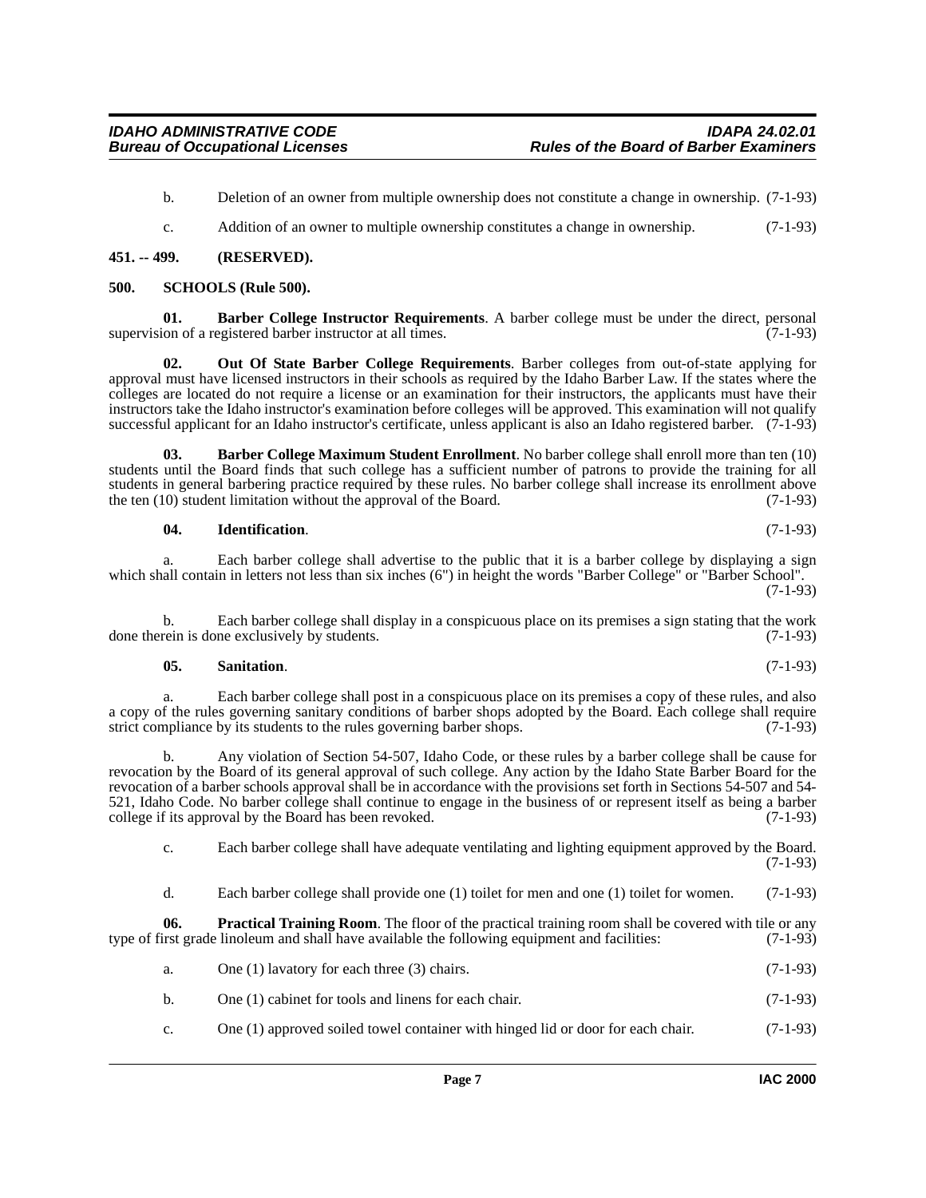b. Deletion of an owner from multiple ownership does not constitute a change in ownership. (7-1-93)

c. Addition of an owner to multiple ownership constitutes a change in ownership. (7-1-93)

## 451. -- 499. (RESERVED).

## 500. SCHOOLS (Rule 500).

**01. Barber College Instructor Requirements**. A barber college must be under the direct, personal supervision of a registered barber instructor at all times. (7-1-93)

**02. Out Of State Barber College Requirements**. Barber colleges from out-of-state applying for approval must have licensed instructors in their schools as required by the Idaho Barber Law. If the states where the colleges are located do not require a license or an examination for their instructors, the applicants must have their instructors take the Idaho instructor's examination before colleges will be approved. This examination will not qualify successful applicant for an Idaho instructor's certificate, unless applicant is also an Idaho registered barber. (7-1-93)

**03. Barber College Maximum Student Enrollment**. No barber college shall enroll more than ten (10) students until the Board finds that such college has a sufficient number of patrons to provide the training for all students in general barbering practice required by these rules. No barber college shall increase its enrollment above the ten (10) student limitation without the approval of the Board. (7-1-93)

**04. Identification**. (7-1-93)

a. Each barber college shall advertise to the public that it is a barber college by displaying a sign which shall contain in letters not less than six inches (6") in height the words "Barber College" or "Barber School". (7-1-93)

b. Each barber college shall display in a conspicuous place on its premises a sign stating that the work done therein is done exclusively by students. (7-1-93)

**05. Sanitation**. (7-1-93)

a. Each barber college shall post in a conspicuous place on its premises a copy of these rules, and also a copy of the rules governing sanitary conditions of barber shops adopted by the Board. Each college shall require strict compliance by its students to the rules governing barber shops. (7-1-93)

b. Any violation of Section 54-507, Idaho Code, or these rules by a barber college shall be cause for revocation by the Board of its general approval of such college. Any action by the Idaho State Barber Board for the revocation of a barber schools approval shall be in accordance with the provisions set forth in Sections 54-507 and 54-521, Idaho Code. No barber college shall continue to engage in the business of or represent itself as being a barber college if its approval by the Board has been revoked. (7-1-93)

c. Each barber college shall have adequate ventilating and lighting equipment approved by the Board. (7-1-93)

d. Each barber college shall provide one (1) toilet for men and one (1) toilet for women. (7-1-93)

**06. Practical Training Room**. The floor of the practical training room shall be covered with tile or any type of first grade linoleum and shall have available the following equipment and facilities: (7-1-93)

a. One (1) lavatory for each three (3) chairs. (7-1-93)

b. One (1) cabinet for tools and linens for each chair. (7-1-93)

c. One (1) approved soiled towel container with hinged lid or door for each chair. (7-1-93)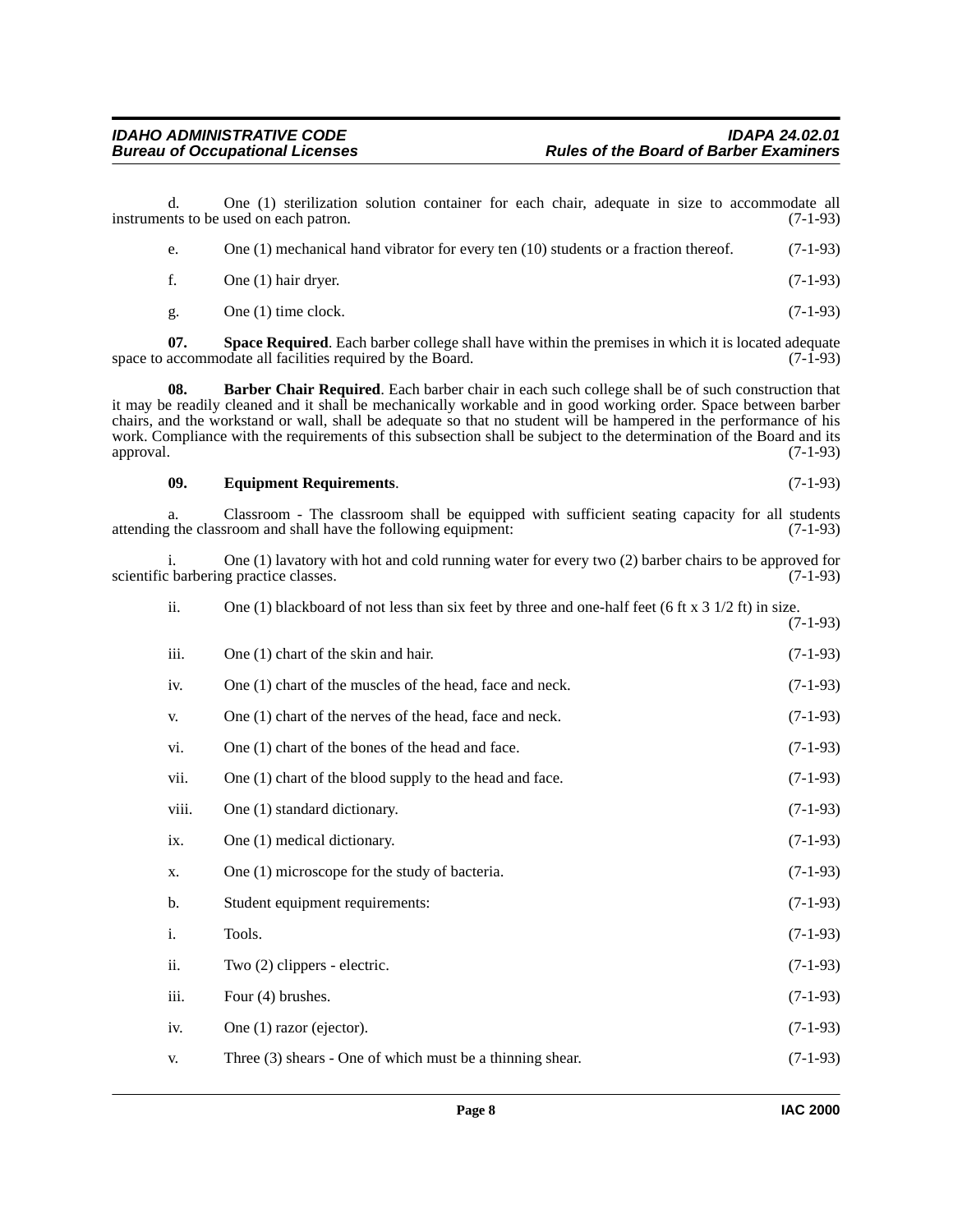d. One (1) sterilization solution container for each chair, adequate in size to accommodate all instruments to be used on each patron. (7-1-93)

e. One (1) mechanical hand vibrator for every ten (10) students or a fraction thereof. (7-1-93)

f. One (1) hair dryer. (7-1-93)

g. One (1) time clock. (7-1-93)

**07. Space Required**. Each barber college shall have within the premises in which it is located adequate space to accommodate all facilities required by the Board. (7-1-93)

**08. Barber Chair Required**. Each barber chair in each such college shall be of such construction that it may be readily cleaned and it shall be mechanically workable and in good working order. Space between barber chairs, and the workstand or wall, shall be adequate so that no student will be hampered in the performance of his work. Compliance with the requirements of this subsection shall be subject to the determination of the Board and its approval. (7-1-93)

**09. Equipment Requirements**. (7-1-93)

a. Classroom - The classroom shall be equipped with sufficient seating capacity for all students attending the classroom and shall have the following equipment: (7-1-93)

i. One (1) lavatory with hot and cold running water for every two (2) barber chairs to be approved for scientific barbering practice classes. (7-1-93)

ii. One (1) blackboard of not less than six feet by three and one-half feet (6 ft x 3 1/2 ft) in size. (7-1-93)

iii. One (1) chart of the skin and hair. (7-1-93)

iv. One (1) chart of the muscles of the head, face and neck. (7-1-93)

v. One (1) chart of the nerves of the head, face and neck. (7-1-93)

vi. One (1) chart of the bones of the head and face. (7-1-93)

vii. One (1) chart of the blood supply to the head and face. (7-1-93)

viii. One (1) standard dictionary. (7-1-93)

ix. One (1) medical dictionary. (7-1-93)

x. One (1) microscope for the study of bacteria. (7-1-93)

b. Student equipment requirements: (7-1-93)

i. Tools. (7-1-93)

ii. Two (2) clippers - electric. (7-1-93)

iii. Four (4) brushes. (7-1-93)

iv. One (1) razor (ejector). (7-1-93)

v. Three (3) shears - One of which must be a thinning shear. (7-1-93)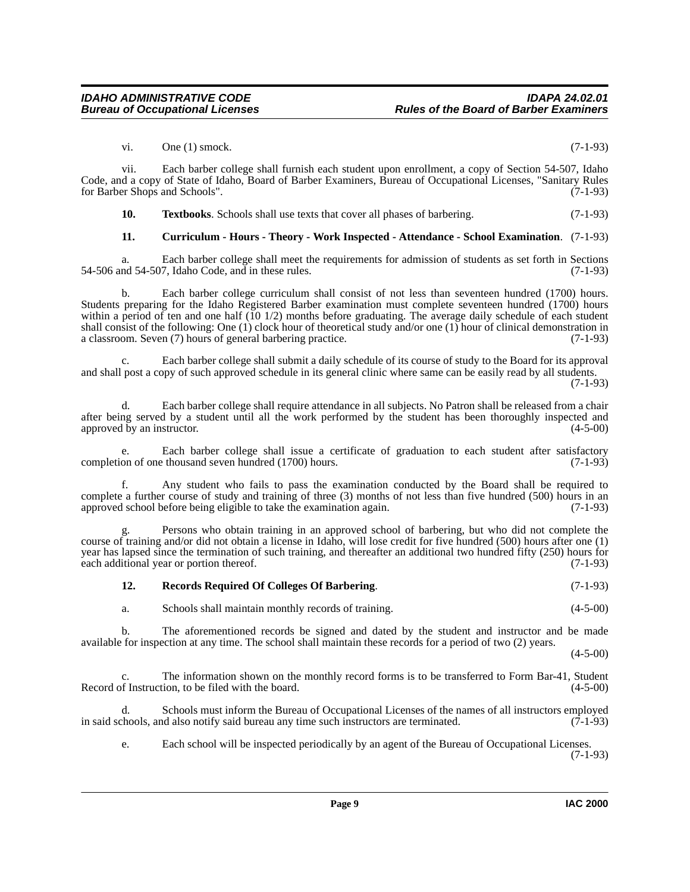vi. One (1) smock. (7-1-93)

vii. Each barber college shall furnish each student upon enrollment, a copy of Section 54-507, Idaho Code, and a copy of State of Idaho, Board of Barber Examiners, Bureau of Occupational Licenses, "Sanitary Rules for Barber Shops and Schools". (7-1-93)

**10. Textbooks**. Schools shall use texts that cover all phases of barbering. (7-1-93)

**11. Curriculum - Hours - Theory - Work Inspected - Attendance - School Examination**. (7-1-93)

a. Each barber college shall meet the requirements for admission of students as set forth in Sections 54-506 and 54-507, Idaho Code, and in these rules. (7-1-93)

b. Each barber college curriculum shall consist of not less than seventeen hundred (1700) hours. Students preparing for the Idaho Registered Barber examination must complete seventeen hundred (1700) hours within a period of ten and one half (10 1/2) months before graduating. The average daily schedule of each student shall consist of the following: One (1) clock hour of theoretical study and/or one (1) hour of clinical demonstration in a classroom. Seven (7) hours of general barbering practice. (7-1-93)

c. Each barber college shall submit a daily schedule of its course of study to the Board for its approval and shall post a copy of such approved schedule in its general clinic where same can be easily read by all students. (7-1-93)

d. Each barber college shall require attendance in all subjects. No Patron shall be released from a chair after being served by a student until all the work performed by the student has been thoroughly inspected and approved by an instructor. (4-5-00)

e. Each barber college shall issue a certificate of graduation to each student after satisfactory completion of one thousand seven hundred (1700) hours. (7-1-93)

f. Any student who fails to pass the examination conducted by the Board shall be required to complete a further course of study and training of three (3) months of not less than five hundred (500) hours in an approved school before being eligible to take the examination again. (7-1-93)

g. Persons who obtain training in an approved school of barbering, but who did not complete the course of training and/or did not obtain a license in Idaho, will lose credit for five hundred (500) hours after one (1) year has lapsed since the termination of such training, and thereafter an additional two hundred fifty (250) hours for each additional year or portion thereof. (7-1-93)

**12. Records Required Of Colleges Of Barbering**. (7-1-93)

a. Schools shall maintain monthly records of training. (4-5-00)

b. The aforementioned records be signed and dated by the student and instructor and be made available for inspection at any time. The school shall maintain these records for a period of two (2) years. (4-5-00)

c. The information shown on the monthly record forms is to be transferred to Form Bar-41, Student Record of Instruction, to be filed with the board. (4-5-00)

d. Schools must inform the Bureau of Occupational Licenses of the names of all instructors employed in said schools, and also notify said bureau any time such instructors are terminated. (7-1-93)

e. Each school will be inspected periodically by an agent of the Bureau of Occupational Licenses. (7-1-93)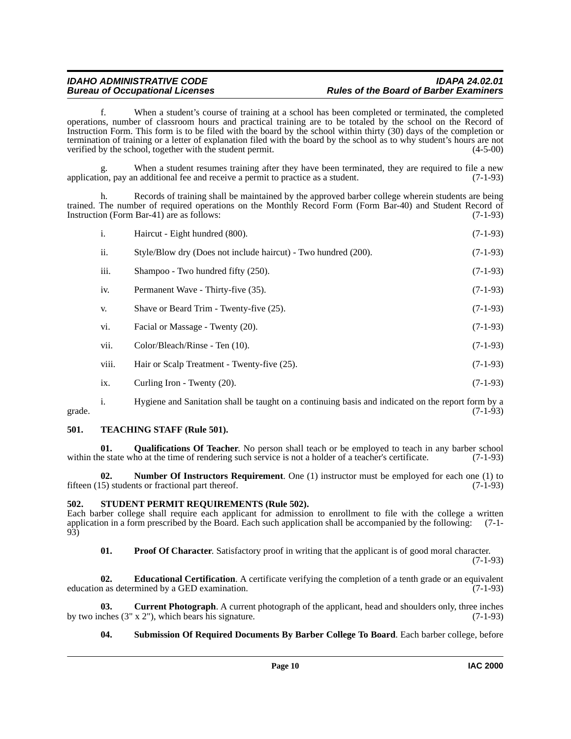f. When a student's course of training at a school has been completed or terminated, the completed operations, number of classroom hours and practical training are to be totaled by the school on the Record of Instruction Form. This form is to be filed with the board by the school within thirty (30) days of the completion or termination of training or a letter of explanation filed with the board by the school as to why student's hours are not verified by the school, together with the student permit. (4-5-00)

g. When a student resumes training after they have been terminated, they are required to file a new application, pay an additional fee and receive a permit to practice as a student. (7-1-93)

h. Records of training shall be maintained by the approved barber college wherein students are being trained. The number of required operations on the Monthly Record Form (Form Bar-40) and Student Record of Instruction (Form Bar-41) are as follows: (7-1-93)

i. Haircut - Eight hundred (800). (7-1-93)

ii. Style/Blow dry (Does not include haircut) - Two hundred (200). (7-1-93)

iii. Shampoo - Two hundred fifty (250). (7-1-93)

iv. Permanent Wave - Thirty-five (35). (7-1-93)

v. Shave or Beard Trim - Twenty-five (25). (7-1-93)

vi. Facial or Massage - Twenty (20). (7-1-93)

vii. Color/Bleach/Rinse - Ten (10). (7-1-93)

viii. Hair or Scalp Treatment - Twenty-five (25). (7-1-93)

ix. Curling Iron - Twenty (20). (7-1-93)

i. Hygiene and Sanitation shall be taught on a continuing basis and indicated on the report form by a grade. (7-1-93)

### 501. TEACHING STAFF (Rule 501).

**01. Qualifications Of Teacher**. No person shall teach or be employed to teach in any barber school within the state who at the time of rendering such service is not a holder of a teacher's certificate. (7-1-93)

**02. Number Of Instructors Requirement**. One (1) instructor must be employed for each one (1) to fifteen (15) students or fractional part thereof. (7-1-93)

### 502. STUDENT PERMIT REQUIREMENTS (Rule 502).

Each barber college shall require each applicant for admission to enrollment to file with the college a written application in a form prescribed by the Board. Each such application shall be accompanied by the following: (7-1-93)

**01. Proof Of Character**. Satisfactory proof in writing that the applicant is of good moral character. (7-1-93)

**02. Educational Certification**. A certificate verifying the completion of a tenth grade or an equivalent education as determined by a GED examination. (7-1-93)

**03. Current Photograph**. A current photograph of the applicant, head and shoulders only, three inches by two inches (3" x 2"), which bears his signature. (7-1-93)

**04. Submission Of Required Documents By Barber College To Board**. Each barber college, before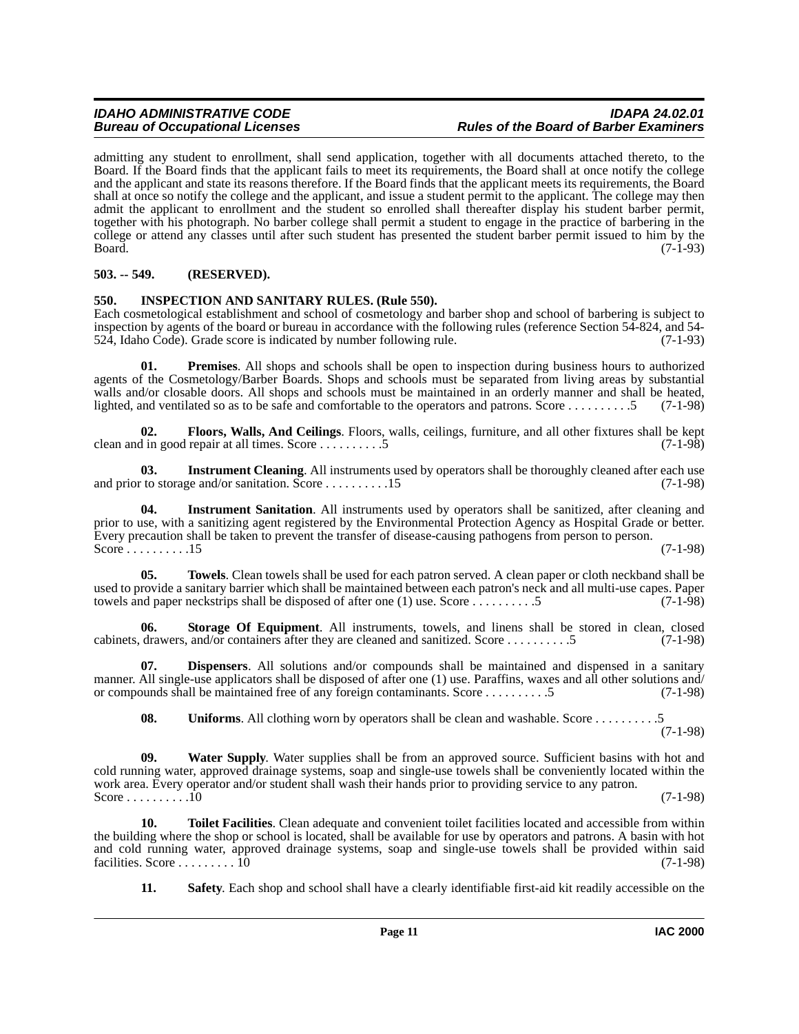admitting any student to enrollment, shall send application, together with all documents attached thereto, to the Board. If the Board finds that the applicant fails to meet its requirements, the Board shall at once notify the college and the applicant and state its reasons therefore. If the Board finds that the applicant meets its requirements, the Board shall at once so notify the college and the applicant, and issue a student permit to the applicant. The college may then admit the applicant to enrollment and the student so enrolled shall thereafter display his student barber permit, together with his photograph. No barber college shall permit a student to engage in the practice of barbering in the college or attend any classes until after such student has presented the student barber permit issued to him by the Board. (7-1-93)

## 503. -- 549. (RESERVED).

## 550. INSPECTION AND SANITARY RULES. (Rule 550).

Each cosmetological establishment and school of cosmetology and barber shop and school of barbering is subject to inspection by agents of the board or bureau in accordance with the following rules (reference Section 54-824, and 54-524, Idaho Code). Grade score is indicated by number following rule. (7-1-93)

**01. Premises**. All shops and schools shall be open to inspection during business hours to authorized agents of the Cosmetology/Barber Boards. Shops and schools must be separated from living areas by substantial walls and/or closable doors. All shops and schools must be maintained in an orderly manner and shall be heated, lighted, and ventilated so as to be safe and comfortable to the operators and patrons. Score . . . . . . . . . .5 (7-1-98)

**02. Floors, Walls, And Ceilings**. Floors, walls, ceilings, furniture, and all other fixtures shall be kept clean and in good repair at all times. Score . . . . . . . . . .5 (7-1-98)

**03. Instrument Cleaning**. All instruments used by operators shall be thoroughly cleaned after each use and prior to storage and/or sanitation. Score . . . . . . . . . .15 (7-1-98)

**04. Instrument Sanitation**. All instruments used by operators shall be sanitized, after cleaning and prior to use, with a sanitizing agent registered by the Environmental Protection Agency as Hospital Grade or better. Every precaution shall be taken to prevent the transfer of disease-causing pathogens from person to person. Score . . . . . . . . . .15 (7-1-98)

**05. Towels**. Clean towels shall be used for each patron served. A clean paper or cloth neckband shall be used to provide a sanitary barrier which shall be maintained between each patron's neck and all multi-use capes. Paper towels and paper neckstrips shall be disposed of after one (1) use. Score . . . . . . . . . .5 (7-1-98)

**06. Storage Of Equipment**. All instruments, towels, and linens shall be stored in clean, closed cabinets, drawers, and/or containers after they are cleaned and sanitized. Score . . . . . . . . . .5 (7-1-98)

**07. Dispensers**. All solutions and/or compounds shall be maintained and dispensed in a sanitary manner. All single-use applicators shall be disposed of after one (1) use. Paraffins, waxes and all other solutions and/or compounds shall be maintained free of any foreign contaminants. Score . . . . . . . . . .5 (7-1-98)

**08. Uniforms**. All clothing worn by operators shall be clean and washable. Score . . . . . . . . . .5 (7-1-98)

**09. Water Supply**. Water supplies shall be from an approved source. Sufficient basins with hot and cold running water, approved drainage systems, soap and single-use towels shall be conveniently located within the work area. Every operator and/or student shall wash their hands prior to providing service to any patron. Score . . . . . . . . . .10 (7-1-98)

**10. Toilet Facilities**. Clean adequate and convenient toilet facilities located and accessible from within the building where the shop or school is located, shall be available for use by operators and patrons. A basin with hot and cold running water, approved drainage systems, soap and single-use towels shall be provided within said facilities. Score . . . . . . . . . 10 (7-1-98)

**11. Safety**. Each shop and school shall have a clearly identifiable first-aid kit readily accessible on the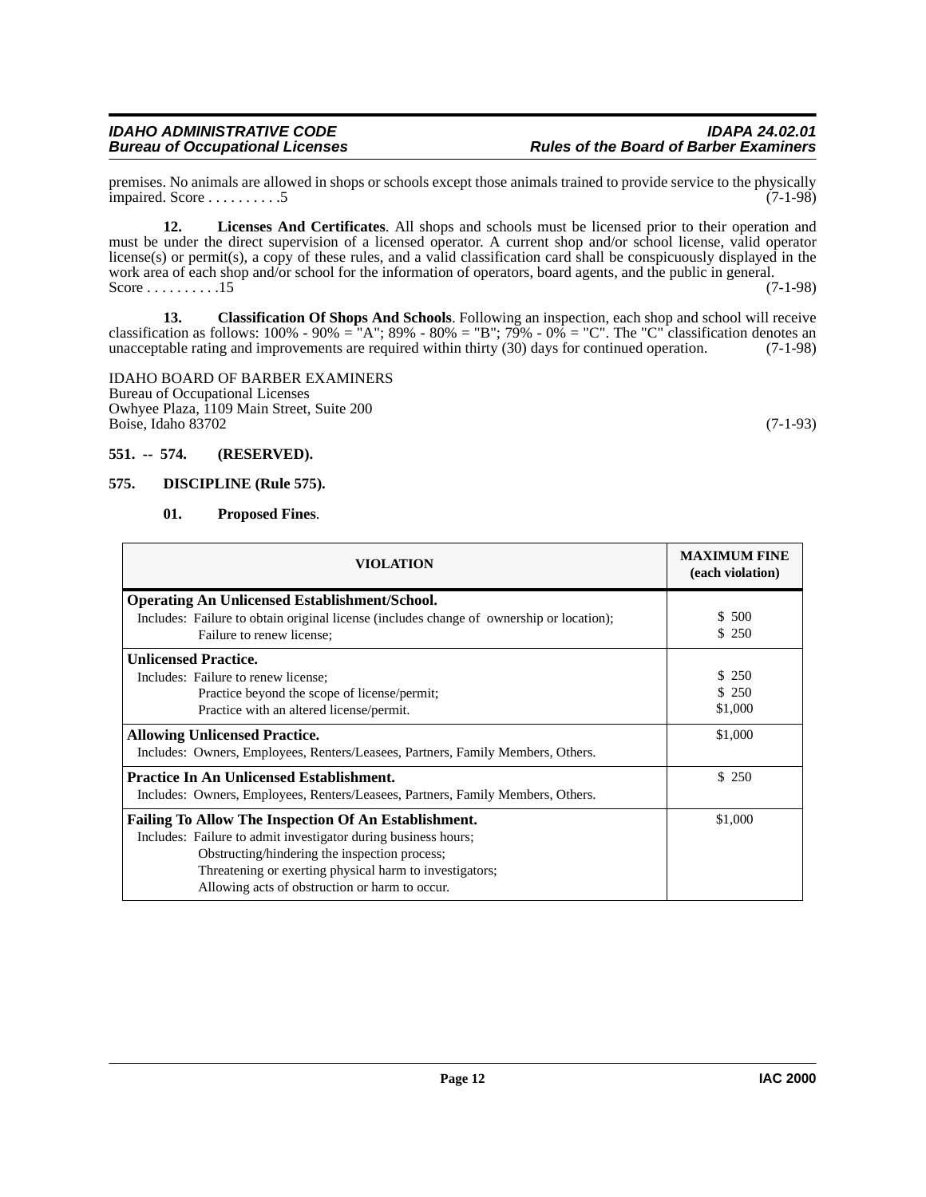premises. No animals are allowed in shops or schools except those animals trained to provide service to the physically impaired. Score . . . . . . . . . .5 (7-1-98)

**12. Licenses And Certificates**. All shops and schools must be licensed prior to their operation and must be under the direct supervision of a licensed operator. A current shop and/or school license, valid operator license(s) or permit(s), a copy of these rules, and a valid classification card shall be conspicuously displayed in the work area of each shop and/or school for the information of operators, board agents, and the public in general. Score . . . . . . . . . .15 (7-1-98)

**13. Classification Of Shops And Schools**. Following an inspection, each shop and school will receive classification as follows: 100% - 90% = "A"; 89% - 80% = "B"; 79% - 0% = "C". The "C" classification denotes an unacceptable rating and improvements are required within thirty (30) days for continued operation. (7-1-98)

IDAHO BOARD OF BARBER EXAMINERS
Bureau of Occupational Licenses
Owhyee Plaza, 1109 Main Street, Suite 200
Boise, Idaho 83702 (7-1-93)

**551. -- 574. (RESERVED).**

**575. DISCIPLINE (Rule 575).**

**01. Proposed Fines**.

| VIOLATION | MAXIMUM FINE (each violation) |
|---|---|
| **Operating An Unlicensed Establishment/School.** | |
| Includes: Failure to obtain original license (includes change of ownership or location); | $ 500 |
| Failure to renew license; | $ 250 |
| **Unlicensed Practice.** | |
| Includes: Failure to renew license; | $ 250 |
| Practice beyond the scope of license/permit; | $ 250 |
| Practice with an altered license/permit. | $1,000 |
| **Allowing Unlicensed Practice.** Includes: Owners, Employees, Renters/Leasees, Partners, Family Members, Others. | $1,000 |
| **Practice In An Unlicensed Establishment.** Includes: Owners, Employees, Renters/Leasees, Partners, Family Members, Others. | $ 250 |
| **Failing To Allow The Inspection Of An Establishment.** Includes: Failure to admit investigator during business hours; Obstructing/hindering the inspection process; Threatening or exerting physical harm to investigators; Allowing acts of obstruction or harm to occur. | $1,000 |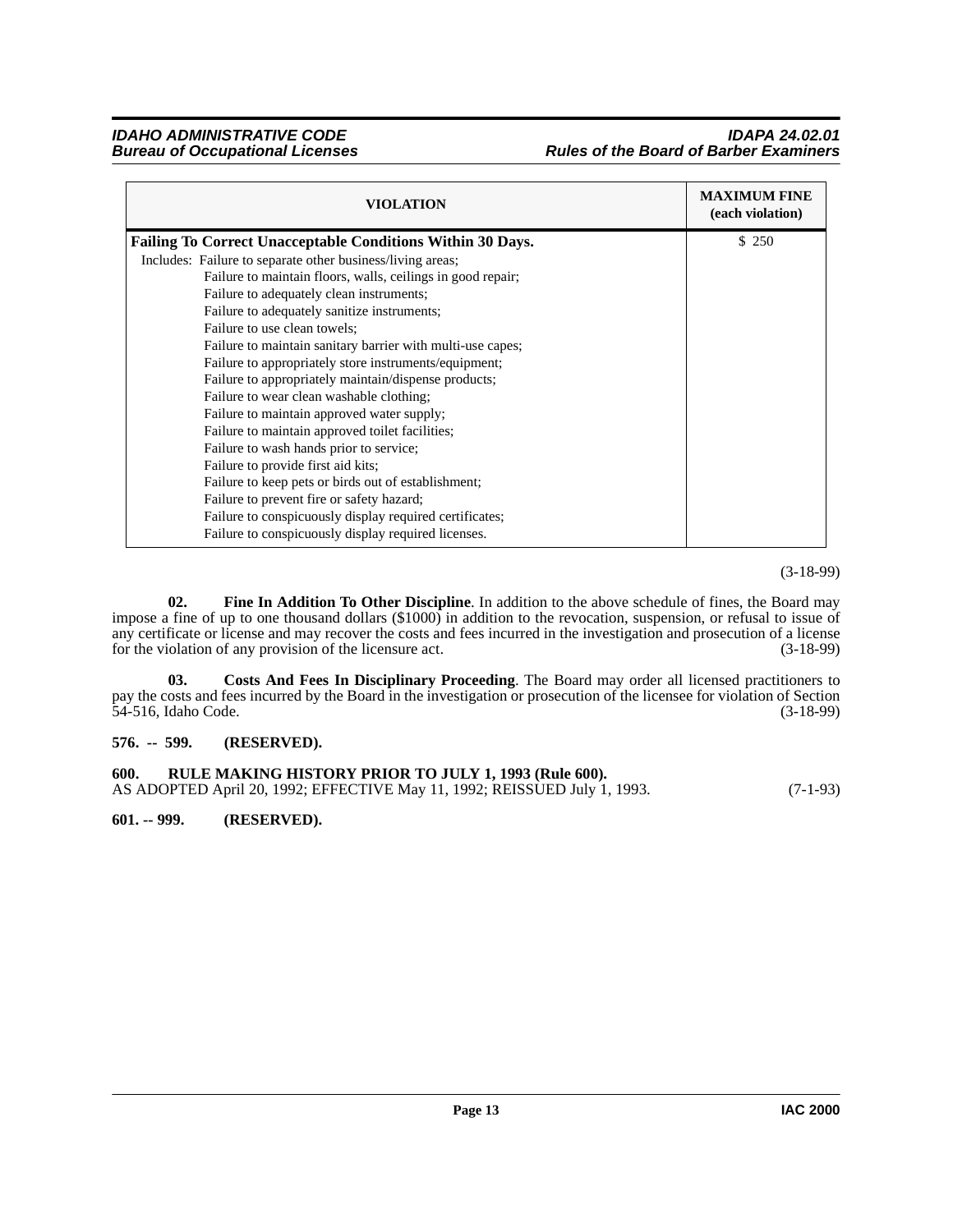| VIOLATION | MAXIMUM FINE (each violation) |
|---|---|
| **Failing To Correct Unacceptable Conditions Within 30 Days.**<br>Includes: Failure to separate other business/living areas;<br>Failure to maintain floors, walls, ceilings in good repair;<br>Failure to adequately clean instruments;<br>Failure to adequately sanitize instruments;<br>Failure to use clean towels;<br>Failure to maintain sanitary barrier with multi-use capes;<br>Failure to appropriately store instruments/equipment;<br>Failure to appropriately maintain/dispense products;<br>Failure to wear clean washable clothing;<br>Failure to maintain approved water supply;<br>Failure to maintain approved toilet facilities;<br>Failure to wash hands prior to service;<br>Failure to provide first aid kits;<br>Failure to keep pets or birds out of establishment;<br>Failure to prevent fire or safety hazard;<br>Failure to conspicuously display required certificates;<br>Failure to conspicuously display required licenses. | $ 250 |

(3-18-99)

**02. Fine In Addition To Other Discipline**. In addition to the above schedule of fines, the Board may impose a fine of up to one thousand dollars ($1000) in addition to the revocation, suspension, or refusal to issue of any certificate or license and may recover the costs and fees incurred in the investigation and prosecution of a license for the violation of any provision of the licensure act. (3-18-99)

**03. Costs And Fees In Disciplinary Proceeding**. The Board may order all licensed practitioners to pay the costs and fees incurred by the Board in the investigation or prosecution of the licensee for violation of Section 54-516, Idaho Code. (3-18-99)

**576. -- 599. (RESERVED).**

**600. RULE MAKING HISTORY PRIOR TO JULY 1, 1993 (Rule 600).**
AS ADOPTED April 20, 1992; EFFECTIVE May 11, 1992; REISSUED July 1, 1993. (7-1-93)

**601. -- 999. (RESERVED).**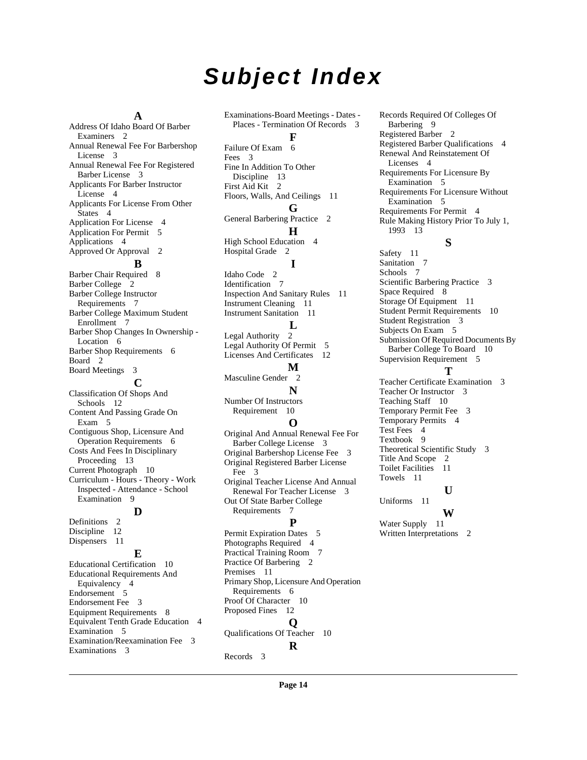# Subject Index

## A

Address Of Idaho Board Of Barber Examiners 2
Annual Renewal Fee For Barbershop License 3
Annual Renewal Fee For Registered Barber License 3
Applicants For Barber Instructor License 4
Applicants For License From Other States 4
Application For License 4
Application For Permit 5
Applications 4
Approved Or Approval 2

## B

Barber Chair Required 8
Barber College 2
Barber College Instructor Requirements 7
Barber College Maximum Student Enrollment 7
Barber Shop Changes In Ownership - Location 6
Barber Shop Requirements 6
Board 2
Board Meetings 3

## C

Classification Of Shops And Schools 12
Content And Passing Grade On Exam 5
Contiguous Shop, Licensure And Operation Requirements 6
Costs And Fees In Disciplinary Proceeding 13
Current Photograph 10
Curriculum - Hours - Theory - Work Inspected - Attendance - School Examination 9

## D

Definitions 2
Discipline 12
Dispensers 11

## E

Educational Certification 10
Educational Requirements And Equivalency 4
Endorsement 5
Endorsement Fee 3
Equipment Requirements 8
Equivalent Tenth Grade Education 4
Examination 5
Examination/Reexamination Fee 3
Examinations 3
Examinations-Board Meetings - Dates - Places - Termination Of Records 3

## F

Failure Of Exam 6
Fees 3
Fine In Addition To Other Discipline 13
First Aid Kit 2
Floors, Walls, And Ceilings 11

## G

General Barbering Practice 2

## H

High School Education 4
Hospital Grade 2

## I

Idaho Code 2
Identification 7
Inspection And Sanitary Rules 11
Instrument Cleaning 11
Instrument Sanitation 11

## L

Legal Authority 2
Legal Authority Of Permit 5
Licenses And Certificates 12

## M

Masculine Gender 2

## N

Number Of Instructors Requirement 10

## O

Original And Annual Renewal Fee For Barber College License 3
Original Barbershop License Fee 3
Original Registered Barber License Fee 3
Original Teacher License And Annual Renewal For Teacher License 3
Out Of State Barber College Requirements 7

## P

Permit Expiration Dates 5
Photographs Required 4
Practical Training Room 7
Practice Of Barbering 2
Premises 11
Primary Shop, Licensure And Operation Requirements 6
Proof Of Character 10
Proposed Fines 12

## Q

Qualifications Of Teacher 10

## R

Records 3
Records Required Of Colleges Of Barbering 9
Registered Barber 2
Registered Barber Qualifications 4
Renewal And Reinstatement Of Licenses 4
Requirements For Licensure By Examination 5
Requirements For Licensure Without Examination 5
Requirements For Permit 4
Rule Making History Prior To July 1, 1993 13

## S

Safety 11
Sanitation 7
Schools 7
Scientific Barbering Practice 3
Space Required 8
Storage Of Equipment 11
Student Permit Requirements 10
Student Registration 3
Subjects On Exam 5
Submission Of Required Documents By Barber College To Board 10
Supervision Requirement 5

## T

Teacher Certificate Examination 3
Teacher Or Instructor 3
Teaching Staff 10
Temporary Permit Fee 3
Temporary Permits 4
Test Fees 4
Textbook 9
Theoretical Scientific Study 3
Title And Scope 2
Toilet Facilities 11
Towels 11

## U

Uniforms 11

## W

Water Supply 11
Written Interpretations 2